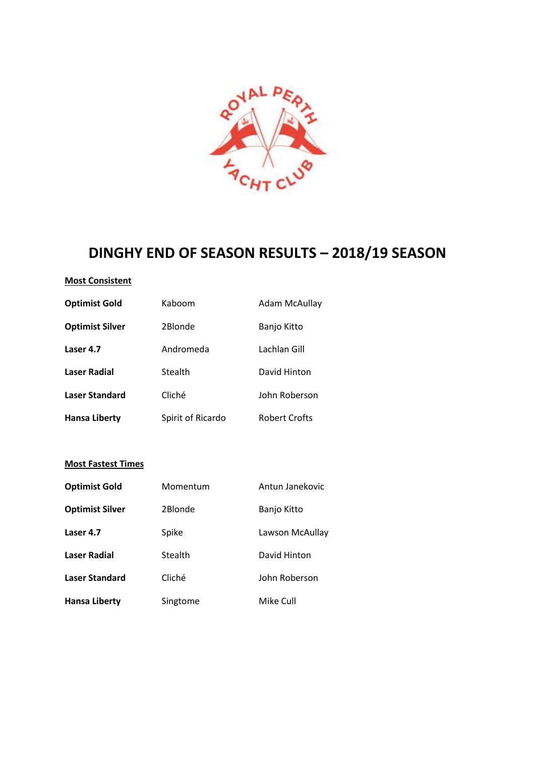# DINGHY END OF SEASON RESULTS – 2018/19 SEASON

**Most Consistent**

| | | |
|---|---|---|
| **Optimist Gold** | Kaboom | Adam McAullay |
| **Optimist Silver** | 2Blonde | Banjo Kitto |
| **Laser 4.7** | Andromeda | Lachlan Gill |
| **Laser Radial** | Stealth | David Hinton |
| **Laser Standard** | Cliché | John Roberson |
| **Hansa Liberty** | Spirit of Ricardo | Robert Crofts |

**Most Fastest Times**

| | | |
|---|---|---|
| **Optimist Gold** | Momentum | Antun Janekovic |
| **Optimist Silver** | 2Blonde | Banjo Kitto |
| **Laser 4.7** | Spike | Lawson McAullay |
| **Laser Radial** | Stealth | David Hinton |
| **Laser Standard** | Cliché | John Roberson |
| **Hansa Liberty** | Singtome | Mike Cull |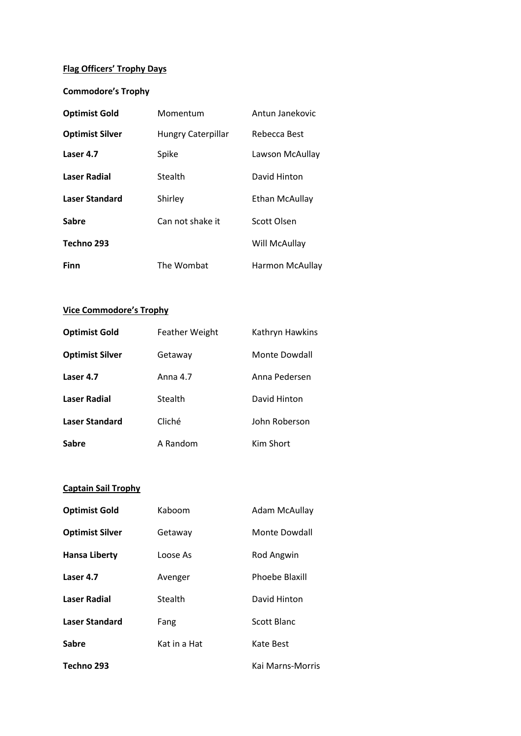**Flag Officers' Trophy Days**

**Commodore's Trophy**

| | | |
|---|---|---|
| **Optimist Gold** | Momentum | Antun Janekovic |
| **Optimist Silver** | Hungry Caterpillar | Rebecca Best |
| **Laser 4.7** | Spike | Lawson McAullay |
| **Laser Radial** | Stealth | David Hinton |
| **Laser Standard** | Shirley | Ethan McAullay |
| **Sabre** | Can not shake it | Scott Olsen |
| **Techno 293** | | Will McAullay |
| **Finn** | The Wombat | Harmon McAullay |

**Vice Commodore's Trophy**

| | | |
|---|---|---|
| **Optimist Gold** | Feather Weight | Kathryn Hawkins |
| **Optimist Silver** | Getaway | Monte Dowdall |
| **Laser 4.7** | Anna 4.7 | Anna Pedersen |
| **Laser Radial** | Stealth | David Hinton |
| **Laser Standard** | Cliché | John Roberson |
| **Sabre** | A Random | Kim Short |

**Captain Sail Trophy**

| | | |
|---|---|---|
| **Optimist Gold** | Kaboom | Adam McAullay |
| **Optimist Silver** | Getaway | Monte Dowdall |
| **Hansa Liberty** | Loose As | Rod Angwin |
| **Laser 4.7** | Avenger | Phoebe Blaxill |
| **Laser Radial** | Stealth | David Hinton |
| **Laser Standard** | Fang | Scott Blanc |
| **Sabre** | Kat in a Hat | Kate Best |
| **Techno 293** | | Kai Marns-Morris |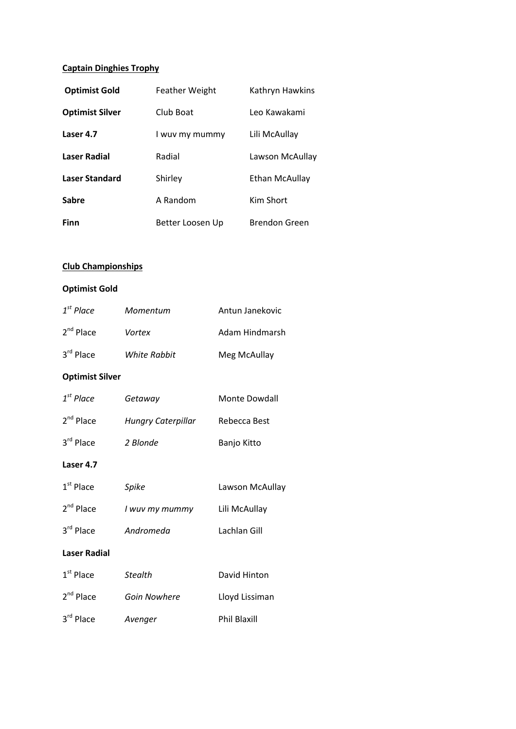**Captain Dinghies Trophy**

| | | |
|---|---|---|
| **Optimist Gold** | Feather Weight | Kathryn Hawkins |
| **Optimist Silver** | Club Boat | Leo Kawakami |
| **Laser 4.7** | I wuv my mummy | Lili McAullay |
| **Laser Radial** | Radial | Lawson McAullay |
| **Laser Standard** | Shirley | Ethan McAullay |
| **Sabre** | A Random | Kim Short |
| **Finn** | Better Loosen Up | Brendon Green |

**Club Championships**

**Optimist Gold**

| | | |
|---|---|---|
| *1st Place* | *Momentum* | Antun Janekovic |
| 2nd Place | *Vortex* | Adam Hindmarsh |
| 3rd Place | *White Rabbit* | Meg McAullay |

**Optimist Silver**

| | | |
|---|---|---|
| *1st Place* | *Getaway* | Monte Dowdall |
| 2nd Place | *Hungry Caterpillar* | Rebecca Best |
| 3rd Place | *2 Blonde* | Banjo Kitto |

**Laser 4.7**

| | | |
|---|---|---|
| 1st Place | *Spike* | Lawson McAullay |
| 2nd Place | *I wuv my mummy* | Lili McAullay |
| 3rd Place | *Andromeda* | Lachlan Gill |

**Laser Radial**

| | | |
|---|---|---|
| 1st Place | *Stealth* | David Hinton |
| 2nd Place | *Goin Nowhere* | Lloyd Lissiman |
| 3rd Place | *Avenger* | Phil Blaxill |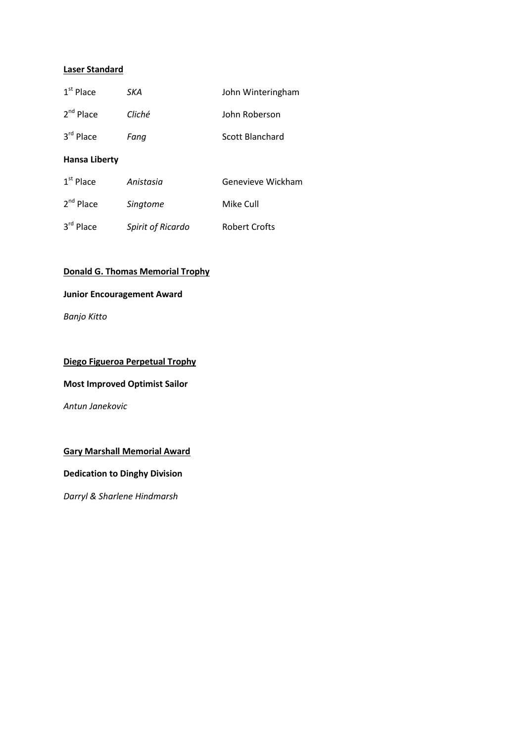**<u>Laser Standard</u>**

| | | |
|---|---|---|
| 1st Place | *SKA* | John Winteringham |
| 2nd Place | *Cliché* | John Roberson |
| 3rd Place | *Fang* | Scott Blanchard |

**Hansa Liberty**

| | | |
|---|---|---|
| 1st Place | *Anistasia* | Genevieve Wickham |
| 2nd Place | *Singtome* | Mike Cull |
| 3rd Place | *Spirit of Ricardo* | Robert Crofts |

**<u>Donald G. Thomas Memorial Trophy</u>**

**Junior Encouragement Award**

*Banjo Kitto*

**<u>Diego Figueroa Perpetual Trophy</u>**

**Most Improved Optimist Sailor**

*Antun Janekovic*

**<u>Gary Marshall Memorial Award</u>**

**Dedication to Dinghy Division**

*Darryl & Sharlene Hindmarsh*